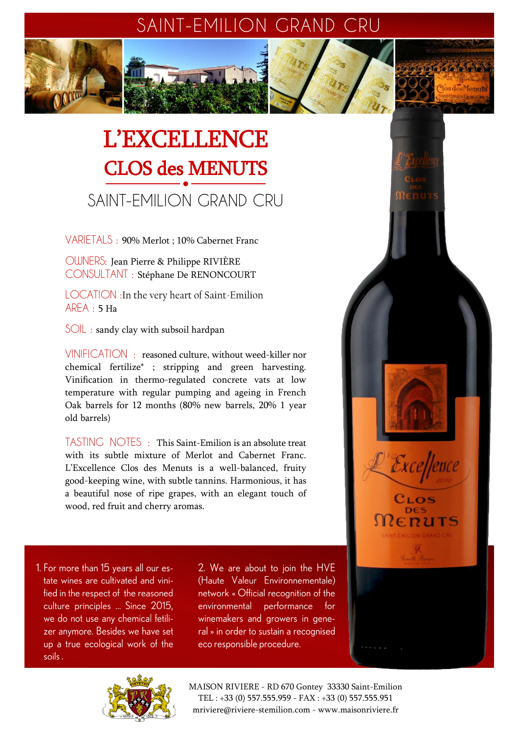# SAINT-EMILION GRAND CRU

# L'EXCELLENCE
## CLOS des MENUTS

### SAINT-EMILION GRAND CRU

VARIETALS : 90% Merlot ; 10% Cabernet Franc

OWNERS: Jean Pierre & Philippe RIVIÈRE
CONSULTANT : Stéphane De RENONCOURT

LOCATION :In the very heart of Saint-Emilion
AREA : 5 Ha

SOIL : sandy clay with subsoil hardpan

VINIFICATION : reasoned culture, without weed-killer nor chemical fertilize* ; stripping and green harvesting. Vinification in thermo-regulated concrete vats at low temperature with regular pumping and ageing in French Oak barrels for 12 months (80% new barrels, 20% 1 year old barrels)

TASTING NOTES : This Saint-Emilion is an absolute treat with its subtle mixture of Merlot and Cabernet Franc. L'Excellence Clos des Menuts is a well-balanced, fruity good-keeping wine, with subtle tannins. Harmonious, it has a beautiful nose of ripe grapes, with an elegant touch of wood, red fruit and cherry aromas.

1. For more than 15 years all our estate wines are cultivated and vinified in the respect of the reasoned culture principles ... Since 2015, we do not use any chemical fetilizer anymore. Besides we have set up a true ecological work of the soils .

2. We are about to join the HVE (Haute Valeur Environnementale) network « Official recognition of the environmental performance for winemakers and growers in general » in order to sustain a recognised eco responsible procedure.

MAISON RIVIERE - RD 670 Gontey 33330 Saint-Emilion
TEL : +33 (0) 557.555.959 - FAX : +33 (0) 557.555.951
mriviere@riviere-stemilion.com - www.maisonriviere.fr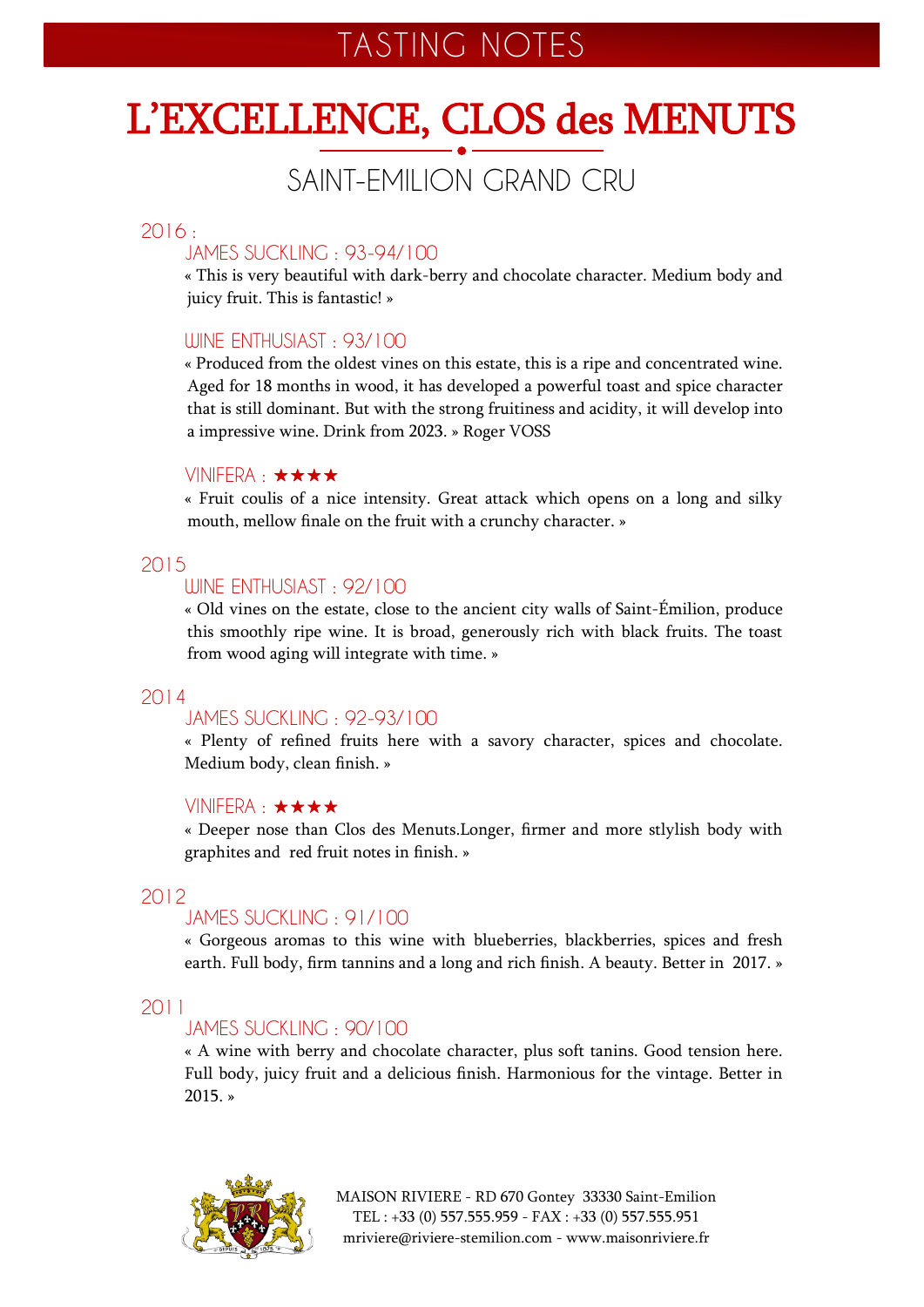# TASTING NOTES

# L'EXCELLENCE, CLOS des MENUTS

## SAINT-EMILION GRAND CRU

### 2016 :

#### JAMES SUCKLING : 93-94/100

« This is very beautiful with dark-berry and chocolate character. Medium body and juicy fruit. This is fantastic! »

#### WINE ENTHUSIAST : 93/100

« Produced from the oldest vines on this estate, this is a ripe and concentrated wine. Aged for 18 months in wood, it has developed a powerful toast and spice character that is still dominant. But with the strong fruitiness and acidity, it will develop into a impressive wine. Drink from 2023. » Roger VOSS

#### VINIFERA : ★★★★

« Fruit coulis of a nice intensity. Great attack which opens on a long and silky mouth, mellow finale on the fruit with a crunchy character. »

### 2015

#### WINE ENTHUSIAST : 92/100

« Old vines on the estate, close to the ancient city walls of Saint-Émilion, produce this smoothly ripe wine. It is broad, generously rich with black fruits. The toast from wood aging will integrate with time. »

### 2014

#### JAMES SUCKLING : 92-93/100

« Plenty of refined fruits here with a savory character, spices and chocolate. Medium body, clean finish. »

#### VINIFERA : ★★★★

« Deeper nose than Clos des Menuts.Longer, firmer and more stlylish body with graphites and red fruit notes in finish. »

### 2012

#### JAMES SUCKLING : 91/100

« Gorgeous aromas to this wine with blueberries, blackberries, spices and fresh earth. Full body, firm tannins and a long and rich finish. A beauty. Better in 2017. »

### 2011

#### JAMES SUCKLING : 90/100

« A wine with berry and chocolate character, plus soft tanins. Good tension here. Full body, juicy fruit and a delicious finish. Harmonious for the vintage. Better in 2015. »

MAISON RIVIERE - RD 670 Gontey 33330 Saint-Emilion
TEL : +33 (0) 557.555.959 - FAX : +33 (0) 557.555.951
mriviere@riviere-stemilion.com - www.maisonriviere.fr